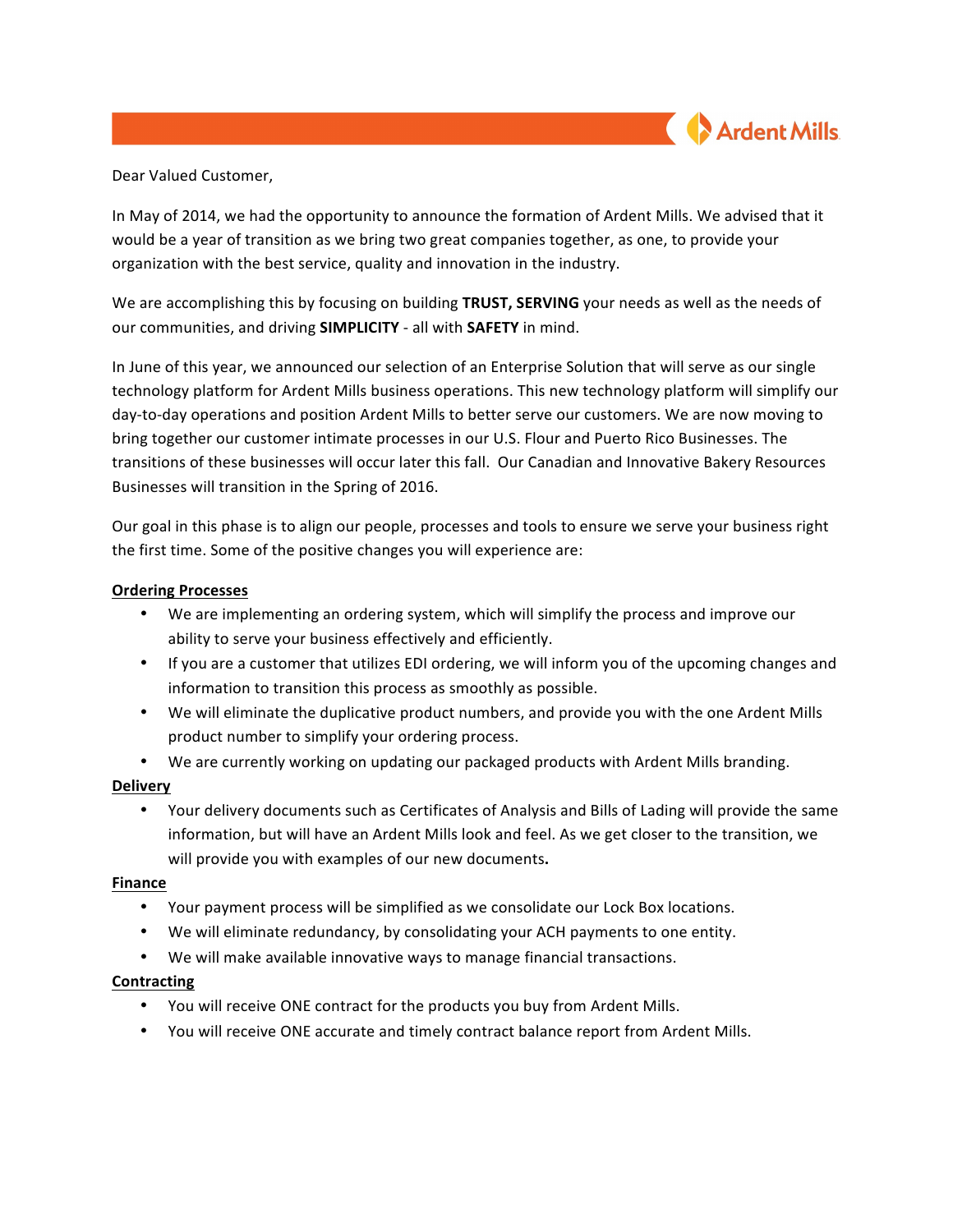Dear Valued Customer,

In May of 2014, we had the opportunity to announce the formation of Ardent Mills. We advised that it would be a year of transition as we bring two great companies together, as one, to provide your organization with the best service, quality and innovation in the industry.

We are accomplishing this by focusing on building **TRUST, SERVING** your needs as well as the needs of our communities, and driving **SIMPLICITY** - all with **SAFETY** in mind.

In June of this year, we announced our selection of an Enterprise Solution that will serve as our single technology platform for Ardent Mills business operations. This new technology platform will simplify our day-to-day operations and position Ardent Mills to better serve our customers. We are now moving to bring together our customer intimate processes in our U.S. Flour and Puerto Rico Businesses. The transitions of these businesses will occur later this fall. Our Canadian and Innovative Bakery Resources Businesses will transition in the Spring of 2016.

Our goal in this phase is to align our people, processes and tools to ensure we serve your business right the first time. Some of the positive changes you will experience are:

**<u>Ordering Processes</u>**

- We are implementing an ordering system, which will simplify the process and improve our ability to serve your business effectively and efficiently.
- If you are a customer that utilizes EDI ordering, we will inform you of the upcoming changes and information to transition this process as smoothly as possible.
- We will eliminate the duplicative product numbers, and provide you with the one Ardent Mills product number to simplify your ordering process.
- We are currently working on updating our packaged products with Ardent Mills branding.

**<u>Delivery</u>**

- Your delivery documents such as Certificates of Analysis and Bills of Lading will provide the same information, but will have an Ardent Mills look and feel. As we get closer to the transition, we will provide you with examples of our new documents**.**

**<u>Finance</u>**

- Your payment process will be simplified as we consolidate our Lock Box locations.
- We will eliminate redundancy, by consolidating your ACH payments to one entity.
- We will make available innovative ways to manage financial transactions.

**<u>Contracting</u>**

- You will receive ONE contract for the products you buy from Ardent Mills.
- You will receive ONE accurate and timely contract balance report from Ardent Mills.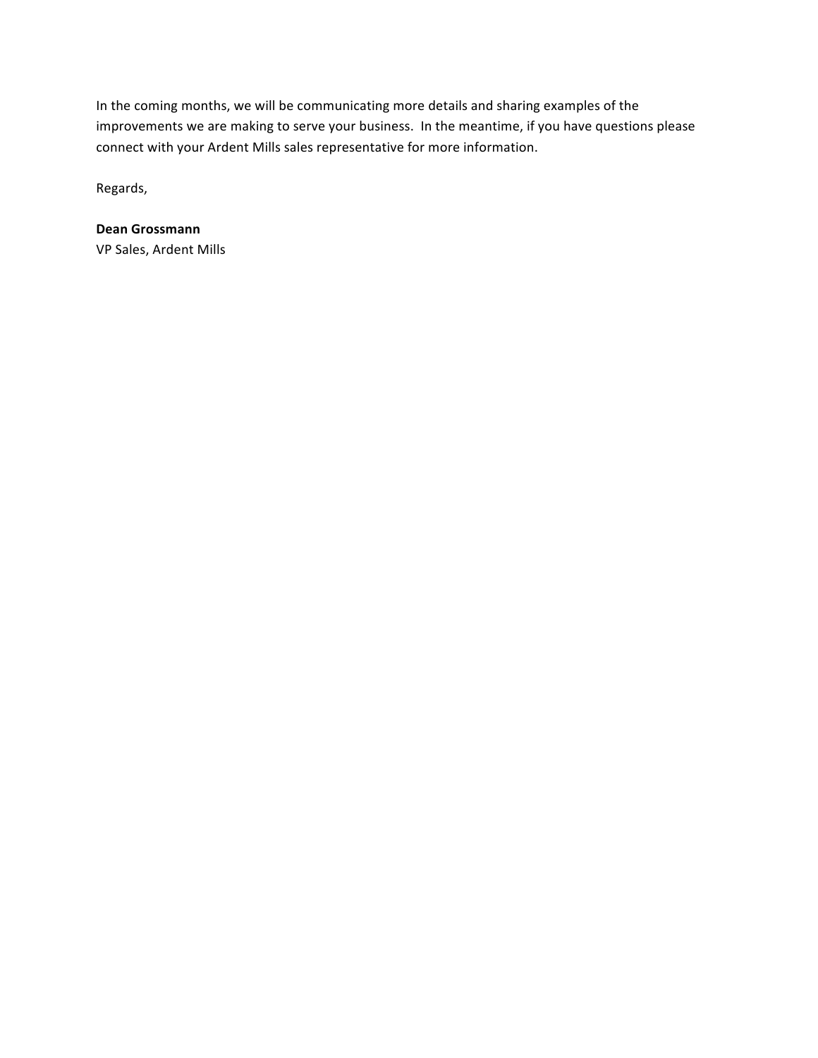In the coming months, we will be communicating more details and sharing examples of the improvements we are making to serve your business. In the meantime, if you have questions please connect with your Ardent Mills sales representative for more information.

Regards,

**Dean Grossmann**
VP Sales, Ardent Mills